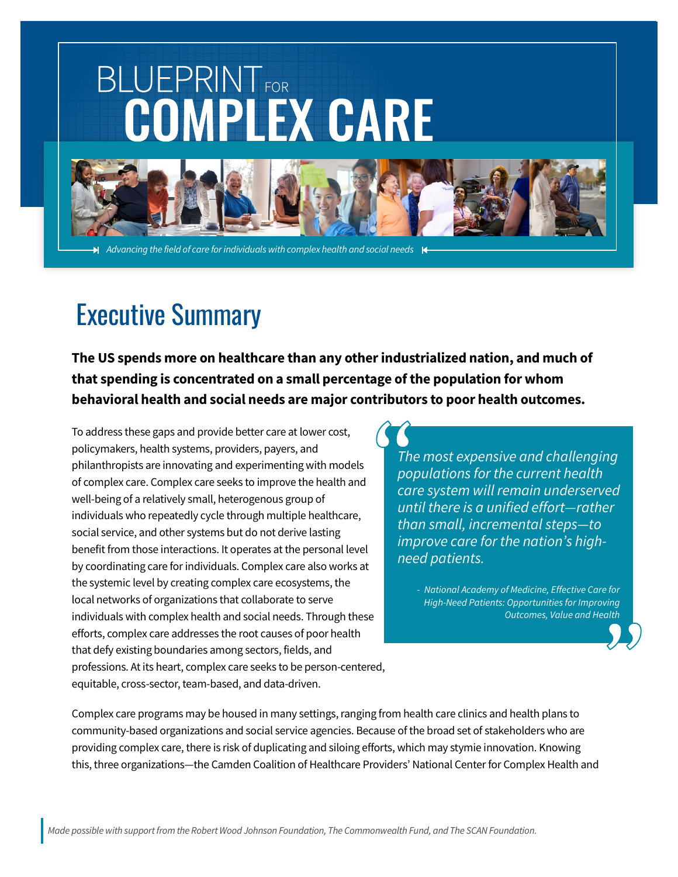# BLUEPRINT FOR COMPLEX CARE

*Advancing the field of care for individuals with complex health and social needs*

## Executive Summary

**The US spends more on healthcare than any other industrialized nation, and much of that spending is concentrated on a small percentage of the population for whom behavioral health and social needs are major contributors to poor health outcomes.**

To address these gaps and provide better care at lower cost, policymakers, health systems, providers, payers, and philanthropists are innovating and experimenting with models of complex care. Complex care seeks to improve the health and well-being of a relatively small, heterogenous group of individuals who repeatedly cycle through multiple healthcare, social service, and other systems but do not derive lasting benefit from those interactions. It operates at the personal level by coordinating care for individuals. Complex care also works at the systemic level by creating complex care ecosystems, the local networks of organizations that collaborate to serve individuals with complex health and social needs. Through these efforts, complex care addresses the root causes of poor health that defy existing boundaries among sectors, fields, and professions. At its heart, complex care seeks to be person-centered, equitable, cross-sector, team-based, and data-driven.

> *The most expensive and challenging populations for the current health care system will remain underserved until there is a unified effort—rather than small, incremental steps—to improve care for the nation's high-need patients.*
>
> *- National Academy of Medicine, Effective Care for High-Need Patients: Opportunities for Improving Outcomes, Value and Health*

Complex care programs may be housed in many settings, ranging from health care clinics and health plans to community-based organizations and social service agencies. Because of the broad set of stakeholders who are providing complex care, there is risk of duplicating and siloing efforts, which may stymie innovation. Knowing this, three organizations—the Camden Coalition of Healthcare Providers' National Center for Complex Health and

*Made possible with support from the Robert Wood Johnson Foundation, The Commonwealth Fund, and The SCAN Foundation.*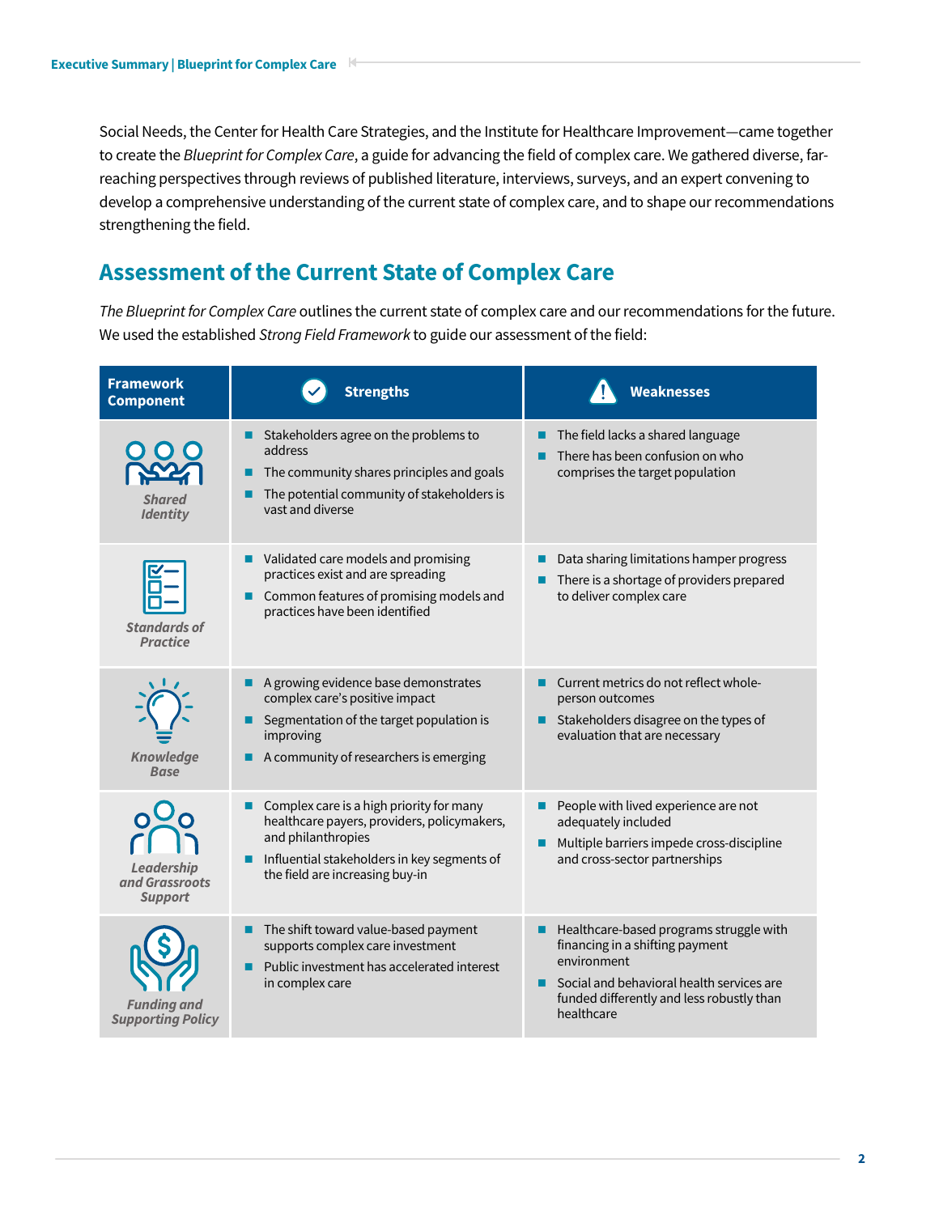Social Needs, the Center for Health Care Strategies, and the Institute for Healthcare Improvement—came together to create the *Blueprint for Complex Care*, a guide for advancing the field of complex care. We gathered diverse, far-reaching perspectives through reviews of published literature, interviews, surveys, and an expert convening to develop a comprehensive understanding of the current state of complex care, and to shape our recommendations strengthening the field.

## Assessment of the Current State of Complex Care

*The Blueprint for Complex Care* outlines the current state of complex care and our recommendations for the future. We used the established *Strong Field Framework* to guide our assessment of the field:

| Framework Component | Strengths | Weaknesses |
|---|---|---|
| *Shared Identity* | • Stakeholders agree on the problems to address<br>• The community shares principles and goals<br>• The potential community of stakeholders is vast and diverse | • The field lacks a shared language<br>• There has been confusion on who comprises the target population |
| *Standards of Practice* | • Validated care models and promising practices exist and are spreading<br>• Common features of promising models and practices have been identified | • Data sharing limitations hamper progress<br>• There is a shortage of providers prepared to deliver complex care |
| *Knowledge Base* | • A growing evidence base demonstrates complex care's positive impact<br>• Segmentation of the target population is improving<br>• A community of researchers is emerging | • Current metrics do not reflect whole-person outcomes<br>• Stakeholders disagree on the types of evaluation that are necessary |
| *Leadership and Grassroots Support* | • Complex care is a high priority for many healthcare payers, providers, policymakers, and philanthropies<br>• Influential stakeholders in key segments of the field are increasing buy-in | • People with lived experience are not adequately included<br>• Multiple barriers impede cross-discipline and cross-sector partnerships |
| *Funding and Supporting Policy* | • The shift toward value-based payment supports complex care investment<br>• Public investment has accelerated interest in complex care | • Healthcare-based programs struggle with financing in a shifting payment environment<br>• Social and behavioral health services are funded differently and less robustly than healthcare |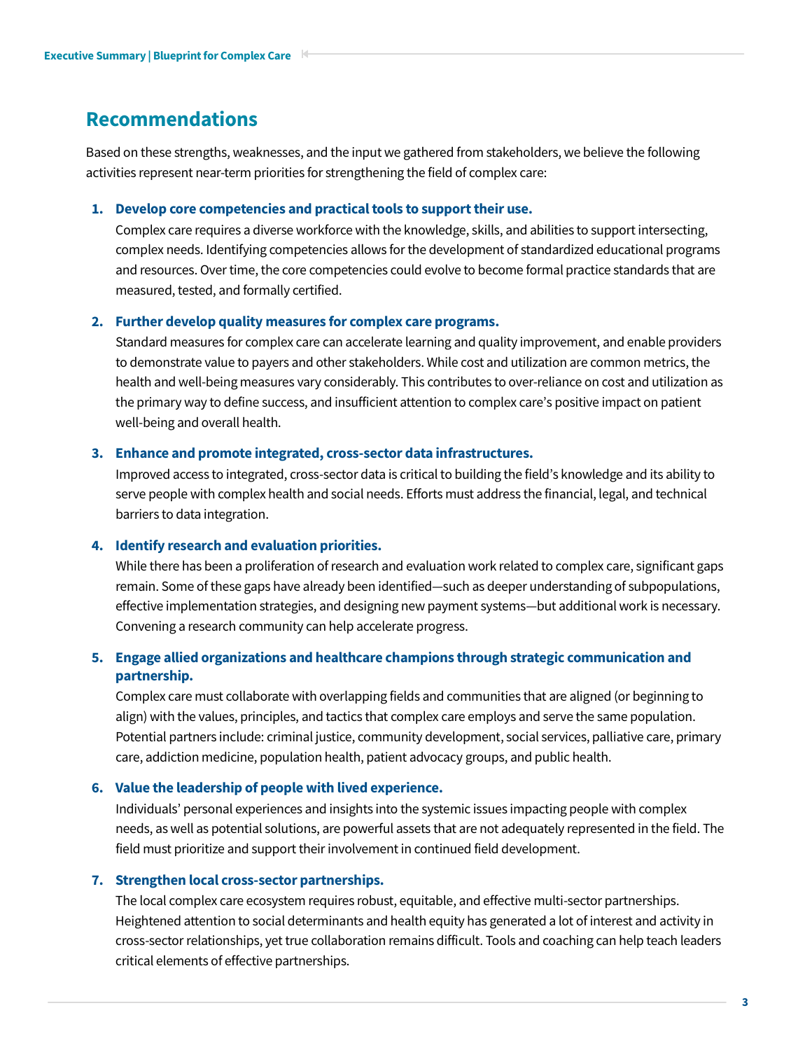## Recommendations

Based on these strengths, weaknesses, and the input we gathered from stakeholders, we believe the following activities represent near-term priorities for strengthening the field of complex care:

1. **Develop core competencies and practical tools to support their use.**
   Complex care requires a diverse workforce with the knowledge, skills, and abilities to support intersecting, complex needs. Identifying competencies allows for the development of standardized educational programs and resources. Over time, the core competencies could evolve to become formal practice standards that are measured, tested, and formally certified.

2. **Further develop quality measures for complex care programs.**
   Standard measures for complex care can accelerate learning and quality improvement, and enable providers to demonstrate value to payers and other stakeholders. While cost and utilization are common metrics, the health and well-being measures vary considerably. This contributes to over-reliance on cost and utilization as the primary way to define success, and insufficient attention to complex care's positive impact on patient well-being and overall health.

3. **Enhance and promote integrated, cross-sector data infrastructures.**
   Improved access to integrated, cross-sector data is critical to building the field's knowledge and its ability to serve people with complex health and social needs. Efforts must address the financial, legal, and technical barriers to data integration.

4. **Identify research and evaluation priorities.**
   While there has been a proliferation of research and evaluation work related to complex care, significant gaps remain. Some of these gaps have already been identified—such as deeper understanding of subpopulations, effective implementation strategies, and designing new payment systems—but additional work is necessary. Convening a research community can help accelerate progress.

5. **Engage allied organizations and healthcare champions through strategic communication and partnership.**
   Complex care must collaborate with overlapping fields and communities that are aligned (or beginning to align) with the values, principles, and tactics that complex care employs and serve the same population. Potential partners include: criminal justice, community development, social services, palliative care, primary care, addiction medicine, population health, patient advocacy groups, and public health.

6. **Value the leadership of people with lived experience.**
   Individuals' personal experiences and insights into the systemic issues impacting people with complex needs, as well as potential solutions, are powerful assets that are not adequately represented in the field. The field must prioritize and support their involvement in continued field development.

7. **Strengthen local cross-sector partnerships.**
   The local complex care ecosystem requires robust, equitable, and effective multi-sector partnerships. Heightened attention to social determinants and health equity has generated a lot of interest and activity in cross-sector relationships, yet true collaboration remains difficult. Tools and coaching can help teach leaders critical elements of effective partnerships.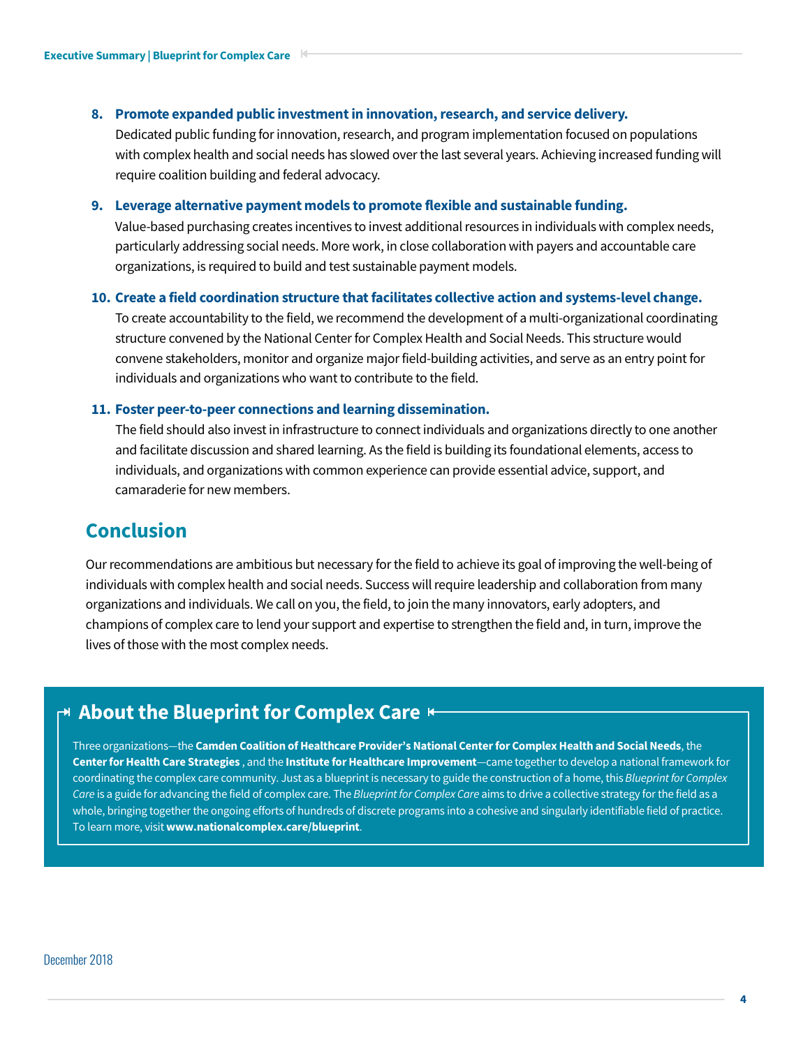8. **Promote expanded public investment in innovation, research, and service delivery.**
   Dedicated public funding for innovation, research, and program implementation focused on populations with complex health and social needs has slowed over the last several years. Achieving increased funding will require coalition building and federal advocacy.

9. **Leverage alternative payment models to promote flexible and sustainable funding.**
   Value-based purchasing creates incentives to invest additional resources in individuals with complex needs, particularly addressing social needs. More work, in close collaboration with payers and accountable care organizations, is required to build and test sustainable payment models.

10. **Create a field coordination structure that facilitates collective action and systems-level change.**
    To create accountability to the field, we recommend the development of a multi-organizational coordinating structure convened by the National Center for Complex Health and Social Needs. This structure would convene stakeholders, monitor and organize major field-building activities, and serve as an entry point for individuals and organizations who want to contribute to the field.

11. **Foster peer-to-peer connections and learning dissemination.**
    The field should also invest in infrastructure to connect individuals and organizations directly to one another and facilitate discussion and shared learning. As the field is building its foundational elements, access to individuals, and organizations with common experience can provide essential advice, support, and camaraderie for new members.

## Conclusion

Our recommendations are ambitious but necessary for the field to achieve its goal of improving the well-being of individuals with complex health and social needs. Success will require leadership and collaboration from many organizations and individuals. We call on you, the field, to join the many innovators, early adopters, and champions of complex care to lend your support and expertise to strengthen the field and, in turn, improve the lives of those with the most complex needs.

## About the Blueprint for Complex Care

Three organizations—the **Camden Coalition of Healthcare Provider's National Center for Complex Health and Social Needs**, the **Center for Health Care Strategies** , and the **Institute for Healthcare Improvement**—came together to develop a national framework for coordinating the complex care community. Just as a blueprint is necessary to guide the construction of a home, this *Blueprint for Complex Care* is a guide for advancing the field of complex care. The *Blueprint for Complex Care* aims to drive a collective strategy for the field as a whole, bringing together the ongoing efforts of hundreds of discrete programs into a cohesive and singularly identifiable field of practice. To learn more, visit **www.nationalcomplex.care/blueprint**.

December 2018